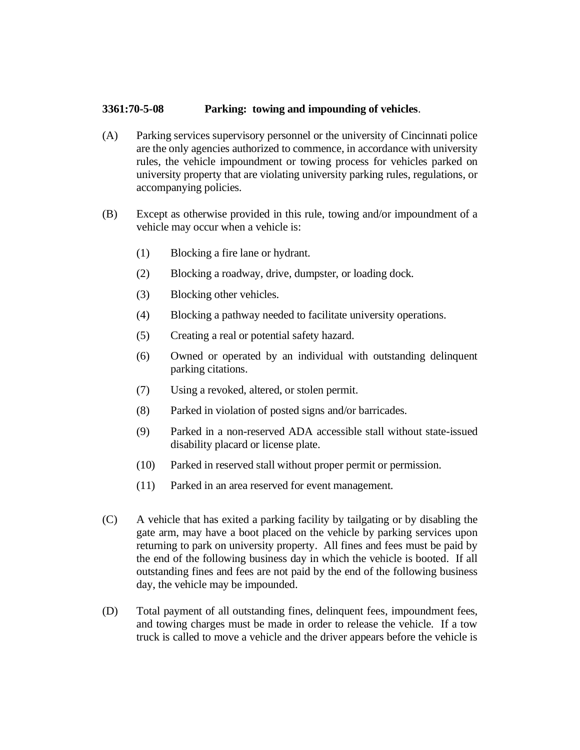**3361:70-5-08 Parking: towing and impounding of vehicles**.

(A) Parking services supervisory personnel or the university of Cincinnati police are the only agencies authorized to commence, in accordance with university rules, the vehicle impoundment or towing process for vehicles parked on university property that are violating university parking rules, regulations, or accompanying policies.

(B) Except as otherwise provided in this rule, towing and/or impoundment of a vehicle may occur when a vehicle is:

(1) Blocking a fire lane or hydrant.

(2) Blocking a roadway, drive, dumpster, or loading dock.

(3) Blocking other vehicles.

(4) Blocking a pathway needed to facilitate university operations.

(5) Creating a real or potential safety hazard.

(6) Owned or operated by an individual with outstanding delinquent parking citations.

(7) Using a revoked, altered, or stolen permit.

(8) Parked in violation of posted signs and/or barricades.

(9) Parked in a non-reserved ADA accessible stall without state-issued disability placard or license plate.

(10) Parked in reserved stall without proper permit or permission.

(11) Parked in an area reserved for event management.

(C) A vehicle that has exited a parking facility by tailgating or by disabling the gate arm, may have a boot placed on the vehicle by parking services upon returning to park on university property. All fines and fees must be paid by the end of the following business day in which the vehicle is booted. If all outstanding fines and fees are not paid by the end of the following business day, the vehicle may be impounded.

(D) Total payment of all outstanding fines, delinquent fees, impoundment fees, and towing charges must be made in order to release the vehicle. If a tow truck is called to move a vehicle and the driver appears before the vehicle is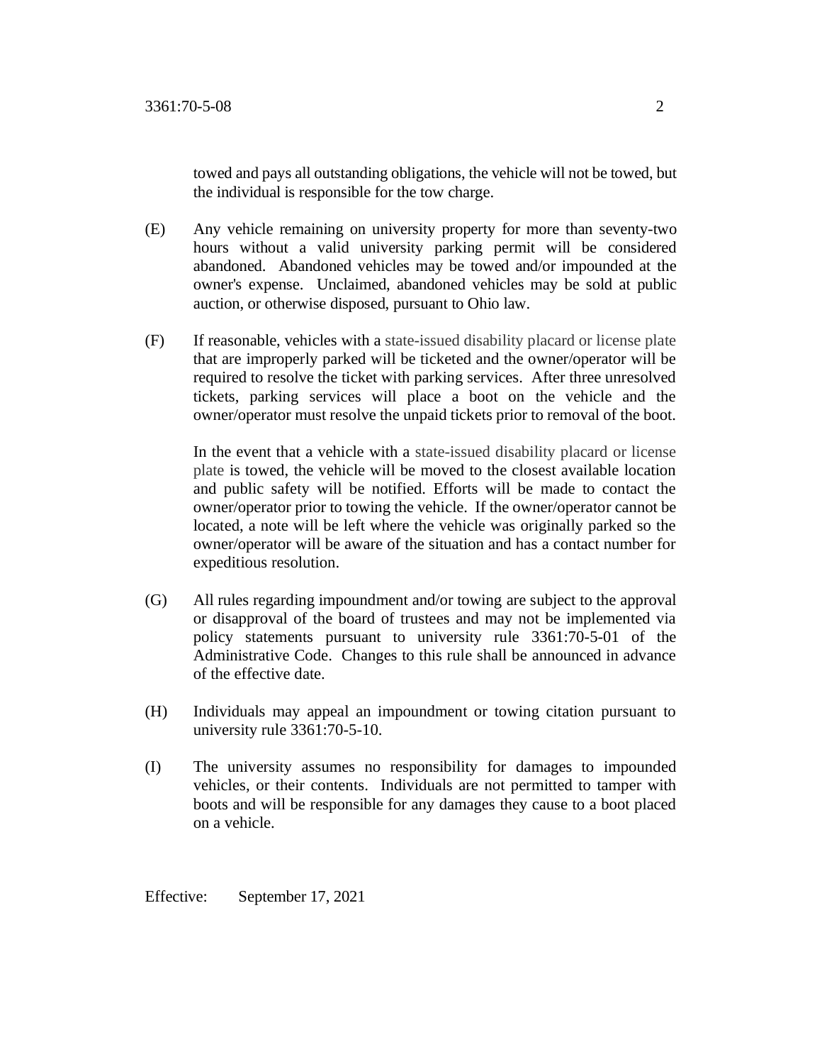towed and pays all outstanding obligations, the vehicle will not be towed, but the individual is responsible for the tow charge.

(E) Any vehicle remaining on university property for more than seventy-two hours without a valid university parking permit will be considered abandoned. Abandoned vehicles may be towed and/or impounded at the owner's expense. Unclaimed, abandoned vehicles may be sold at public auction, or otherwise disposed, pursuant to Ohio law.

(F) If reasonable, vehicles with a state-issued disability placard or license plate that are improperly parked will be ticketed and the owner/operator will be required to resolve the ticket with parking services. After three unresolved tickets, parking services will place a boot on the vehicle and the owner/operator must resolve the unpaid tickets prior to removal of the boot.

In the event that a vehicle with a state-issued disability placard or license plate is towed, the vehicle will be moved to the closest available location and public safety will be notified. Efforts will be made to contact the owner/operator prior to towing the vehicle. If the owner/operator cannot be located, a note will be left where the vehicle was originally parked so the owner/operator will be aware of the situation and has a contact number for expeditious resolution.

(G) All rules regarding impoundment and/or towing are subject to the approval or disapproval of the board of trustees and may not be implemented via policy statements pursuant to university rule 3361:70-5-01 of the Administrative Code. Changes to this rule shall be announced in advance of the effective date.

(H) Individuals may appeal an impoundment or towing citation pursuant to university rule 3361:70-5-10.

(I) The university assumes no responsibility for damages to impounded vehicles, or their contents. Individuals are not permitted to tamper with boots and will be responsible for any damages they cause to a boot placed on a vehicle.

Effective: September 17, 2021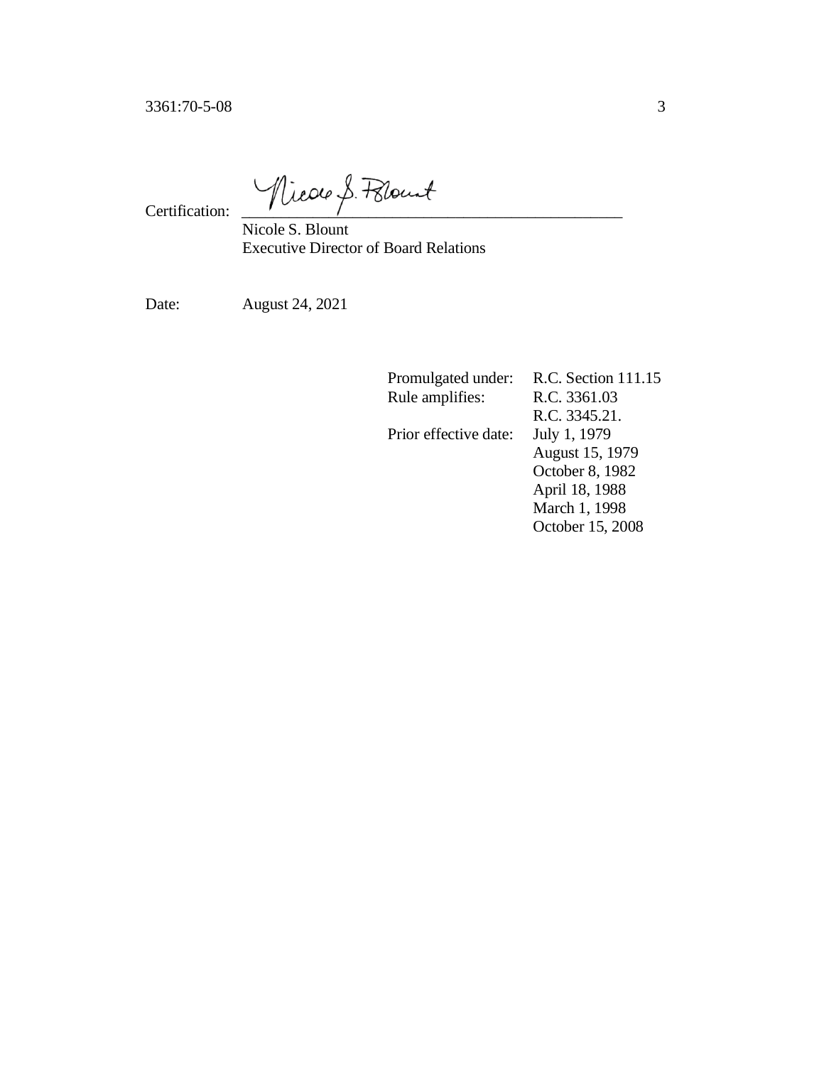Certification: \_\_\_\_\_\_\_\_\_\_\_\_\_\_\_\_\_\_\_\_\_\_\_\_\_\_\_\_\_\_\_\_\_\_\_\_\_\_\_\_\_\_\_\_

Nicole S. Blount
Executive Director of Board Relations

Date: August 24, 2021

| | |
|---|---|
| Promulgated under: | R.C. Section 111.15 |
| Rule amplifies: | R.C. 3361.03 |
| | R.C. 3345.21. |
| Prior effective date: | July 1, 1979 |
| | August 15, 1979 |
| | October 8, 1982 |
| | April 18, 1988 |
| | March 1, 1998 |
| | October 15, 2008 |